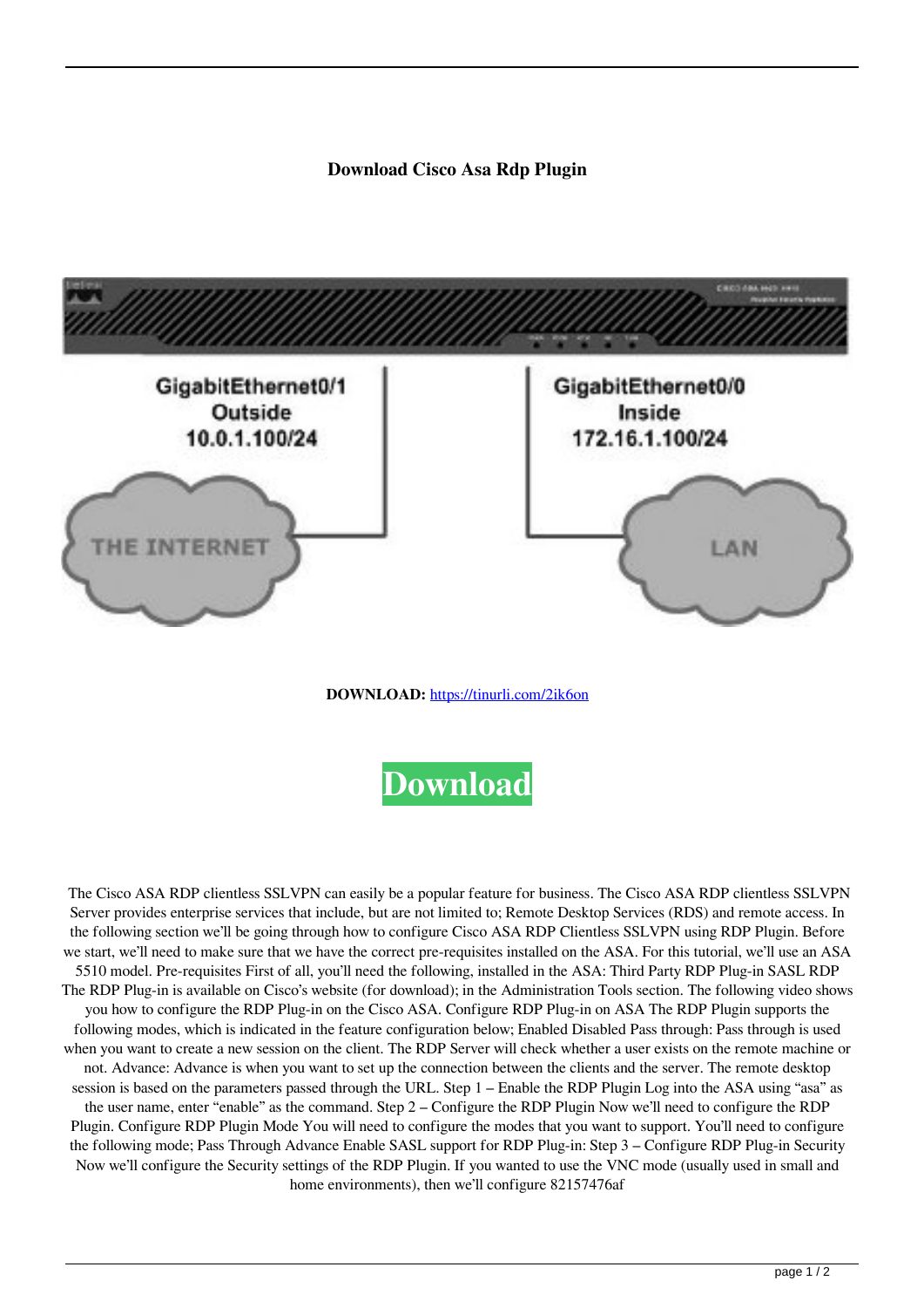# Download Cisco Asa Rdp Plugin

**DOWNLOAD:** https://tinurli.com/2ik6on

**Download**

The Cisco ASA RDP clientless SSLVPN can easily be a popular feature for business. The Cisco ASA RDP clientless SSLVPN Server provides enterprise services that include, but are not limited to; Remote Desktop Services (RDS) and remote access. In the following section we'll be going through how to configure Cisco ASA RDP Clientless SSLVPN using RDP Plugin. Before we start, we'll need to make sure that we have the correct pre-requisites installed on the ASA. For this tutorial, we'll use an ASA 5510 model. Pre-requisites First of all, you'll need the following, installed in the ASA: Third Party RDP Plug-in SASL RDP The RDP Plug-in is available on Cisco's website (for download); in the Administration Tools section. The following video shows you how to configure the RDP Plug-in on the Cisco ASA. Configure RDP Plug-in on ASA The RDP Plugin supports the following modes, which is indicated in the feature configuration below; Enabled Disabled Pass through: Pass through is used when you want to create a new session on the client. The RDP Server will check whether a user exists on the remote machine or not. Advance: Advance is when you want to set up the connection between the clients and the server. The remote desktop session is based on the parameters passed through the URL. Step 1 – Enable the RDP Plugin Log into the ASA using "asa" as the user name, enter "enable" as the command. Step 2 – Configure the RDP Plugin Now we'll need to configure the RDP Plugin. Configure RDP Plugin Mode You will need to configure the modes that you want to support. You'll need to configure the following mode; Pass Through Advance Enable SASL support for RDP Plug-in: Step 3 – Configure RDP Plug-in Security Now we'll configure the Security settings of the RDP Plugin. If you wanted to use the VNC mode (usually used in small and home environments), then we'll configure 82157476af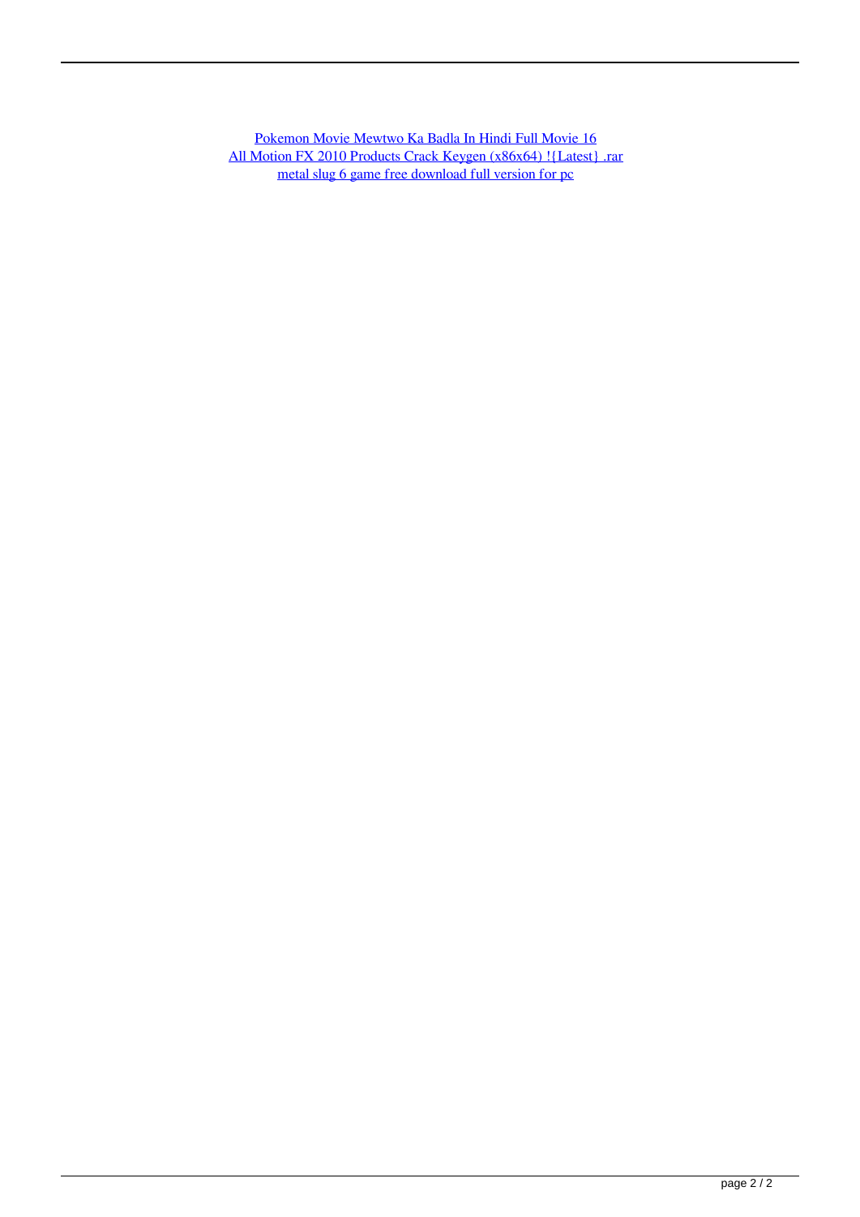[Pokemon Movie Mewtwo Ka Badla In Hindi Full Movie 16](#)
[All Motion FX 2010 Products Crack Keygen (x86x64) !{Latest} .rar](#)
[metal slug 6 game free download full version for pc](#)